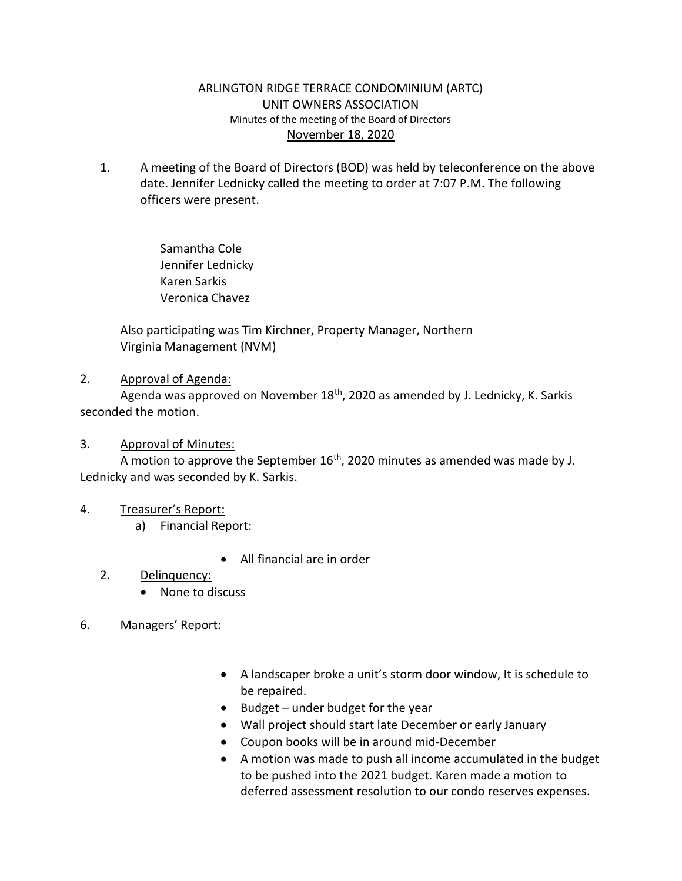ARLINGTON RIDGE TERRACE CONDOMINIUM (ARTC)
UNIT OWNERS ASSOCIATION
Minutes of the meeting of the Board of Directors
<u>November 18, 2020</u>

1. A meeting of the Board of Directors (BOD) was held by teleconference on the above date. Jennifer Lednicky called the meeting to order at 7:07 P.M. The following officers were present.

   Samantha Cole
   Jennifer Lednicky
   Karen Sarkis
   Veronica Chavez

   Also participating was Tim Kirchner, Property Manager, Northern Virginia Management (NVM)

2. <u>Approval of Agenda:</u>
   Agenda was approved on November 18th, 2020 as amended by J. Lednicky, K. Sarkis seconded the motion.

3. <u>Approval of Minutes:</u>
   A motion to approve the September 16th, 2020 minutes as amended was made by J. Lednicky and was seconded by K. Sarkis.

4. <u>Treasurer's Report:</u>
   a) Financial Report:
      - All financial are in order

   2. <u>Delinquency:</u>
      - None to discuss

6. <u>Managers' Report:</u>

   - A landscaper broke a unit's storm door window, It is schedule to be repaired.
   - Budget – under budget for the year
   - Wall project should start late December or early January
   - Coupon books will be in around mid-December
   - A motion was made to push all income accumulated in the budget to be pushed into the 2021 budget. Karen made a motion to deferred assessment resolution to our condo reserves expenses.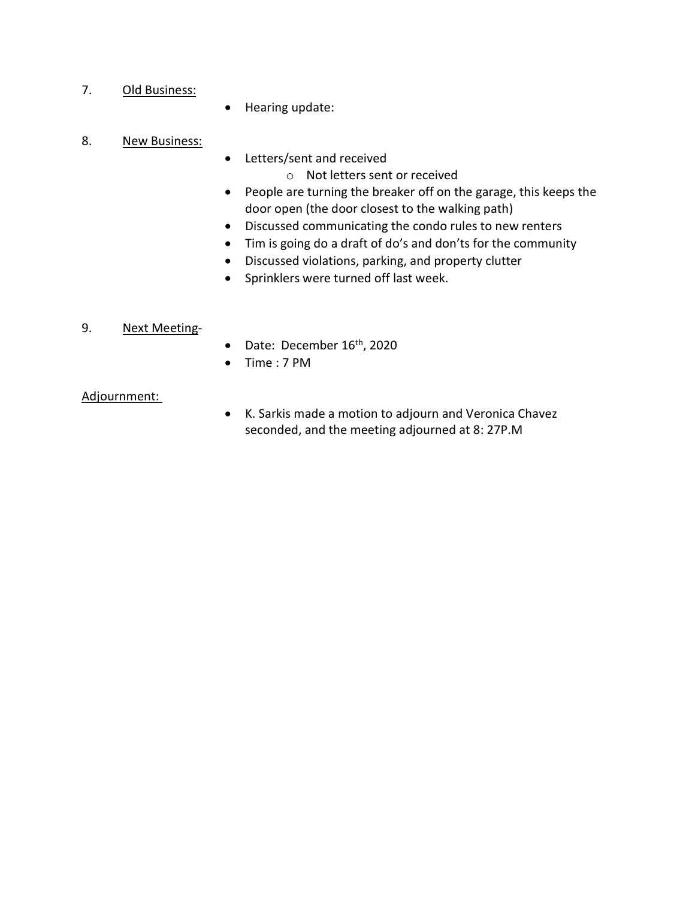7. <u>Old Business:</u>

- Hearing update:

8. <u>New Business:</u>

- Letters/sent and received
    - Not letters sent or received
- People are turning the breaker off on the garage, this keeps the door open (the door closest to the walking path)
- Discussed communicating the condo rules to new renters
- Tim is going do a draft of do's and don'ts for the community
- Discussed violations, parking, and property clutter
- Sprinklers were turned off last week.

9. <u>Next Meeting</u>-

- Date: December 16th, 2020
- Time : 7 PM

<u>Adjournment:</u>

- K. Sarkis made a motion to adjourn and Veronica Chavez seconded, and the meeting adjourned at 8: 27P.M